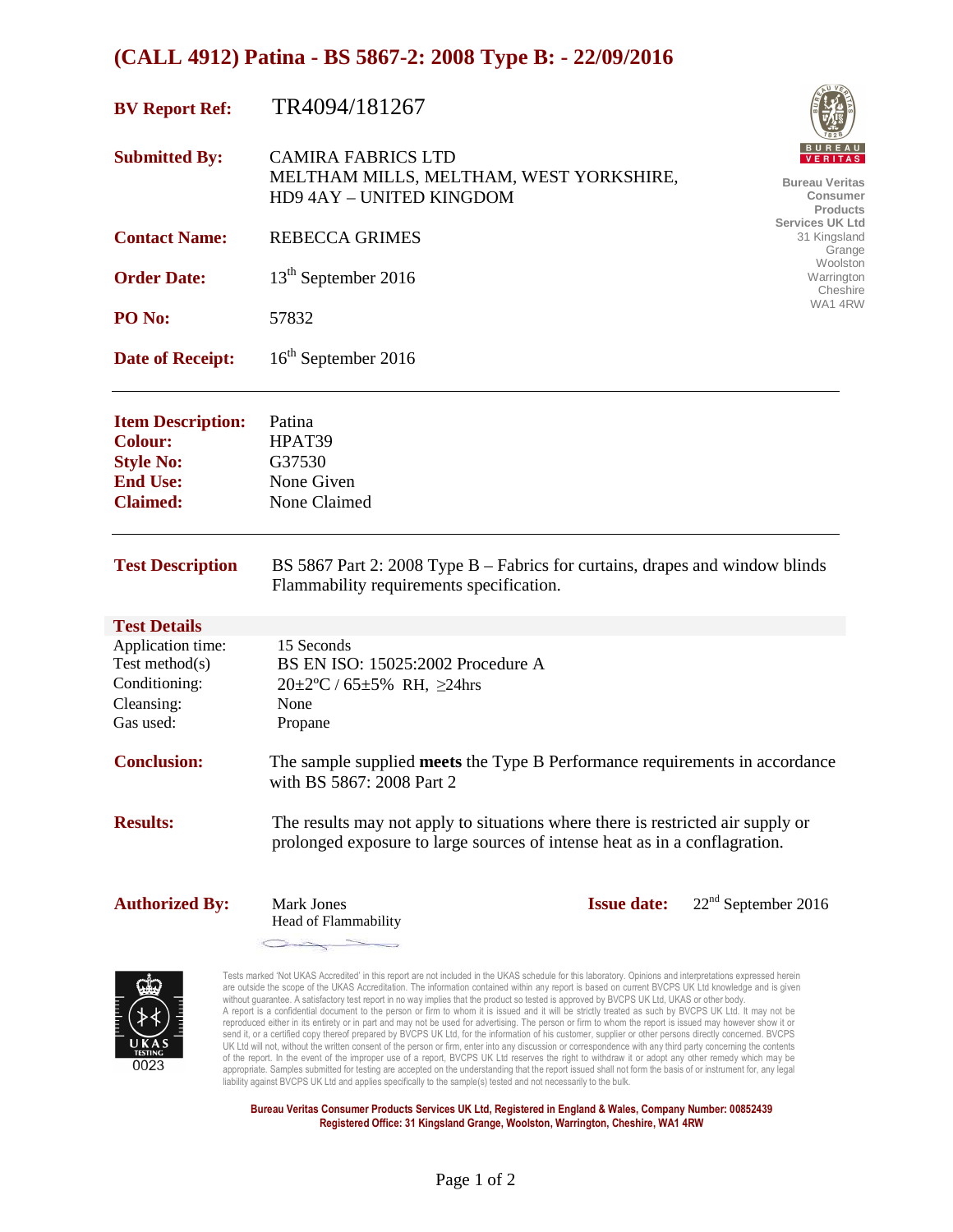# (CALL 4912) Patina - BS 5867-2: 2008 Type B: - 22/09/2016

**BV Report Ref:** TR4094/181267

**Submitted By:** CAMIRA FABRICS LTD
MELTHAM MILLS, MELTHAM, WEST YORKSHIRE,
HD9 4AY – UNITED KINGDOM

**Contact Name:** REBECCA GRIMES

**Order Date:** 13th September 2016

**PO No:** 57832

**Date of Receipt:** 16th September 2016

Bureau Veritas Consumer Products Services UK Ltd
31 Kingsland Grange
Woolston
Warrington
Cheshire
WA1 4RW

---

**Item Description:** Patina
**Colour:** HPAT39
**Style No:** G37530
**End Use:** None Given
**Claimed:** None Claimed

---

**Test Description** BS 5867 Part 2: 2008 Type B – Fabrics for curtains, drapes and window blinds Flammability requirements specification.

## Test Details

| | |
|---|---|
| Application time: | 15 Seconds |
| Test method(s) | BS EN ISO: 15025:2002 Procedure A |
| Conditioning: | 20±2ºC / 65±5% RH, ≥24hrs |
| Cleansing: | None |
| Gas used: | Propane |

**Conclusion:** The sample supplied **meets** the Type B Performance requirements in accordance with BS 5867: 2008 Part 2

**Results:** The results may not apply to situations where there is restricted air supply or prolonged exposure to large sources of intense heat as in a conflagration.

**Authorized By:** Mark Jones
Head of Flammability

**Issue date:** 22nd September 2016

UKAS TESTING 0023

Tests marked 'Not UKAS Accredited' in this report are not included in the UKAS schedule for this laboratory. Opinions and interpretations expressed herein are outside the scope of the UKAS Accreditation. The information contained within any report is based on current BVCPS UK Ltd knowledge and is given without guarantee. A satisfactory test report in no way implies that the product so tested is approved by BVCPS UK Ltd, UKAS or other body.
A report is a confidential document to the person or firm to whom it is issued and it will be strictly treated as such by BVCPS UK Ltd. It may not be reproduced either in its entirety or in part and may not be used for advertising. The person or firm to whom the report is issued may however show it or send it, or a certified copy thereof prepared by BVCPS UK Ltd, for the information of his customer, supplier or other persons directly concerned. BVCPS UK Ltd will not, without the written consent of the person or firm, enter into any discussion or correspondence with any third party concerning the contents of the report. In the event of the improper use of a report, BVCPS UK Ltd reserves the right to withdraw it or adopt any other remedy which may be appropriate. Samples submitted for testing are accepted on the understanding that the report issued shall not form the basis of or instrument for, any legal liability against BVCPS UK Ltd and applies specifically to the sample(s) tested and not necessarily to the bulk.

**Bureau Veritas Consumer Products Services UK Ltd, Registered in England & Wales, Company Number: 00852439**
**Registered Office: 31 Kingsland Grange, Woolston, Warrington, Cheshire, WA1 4RW**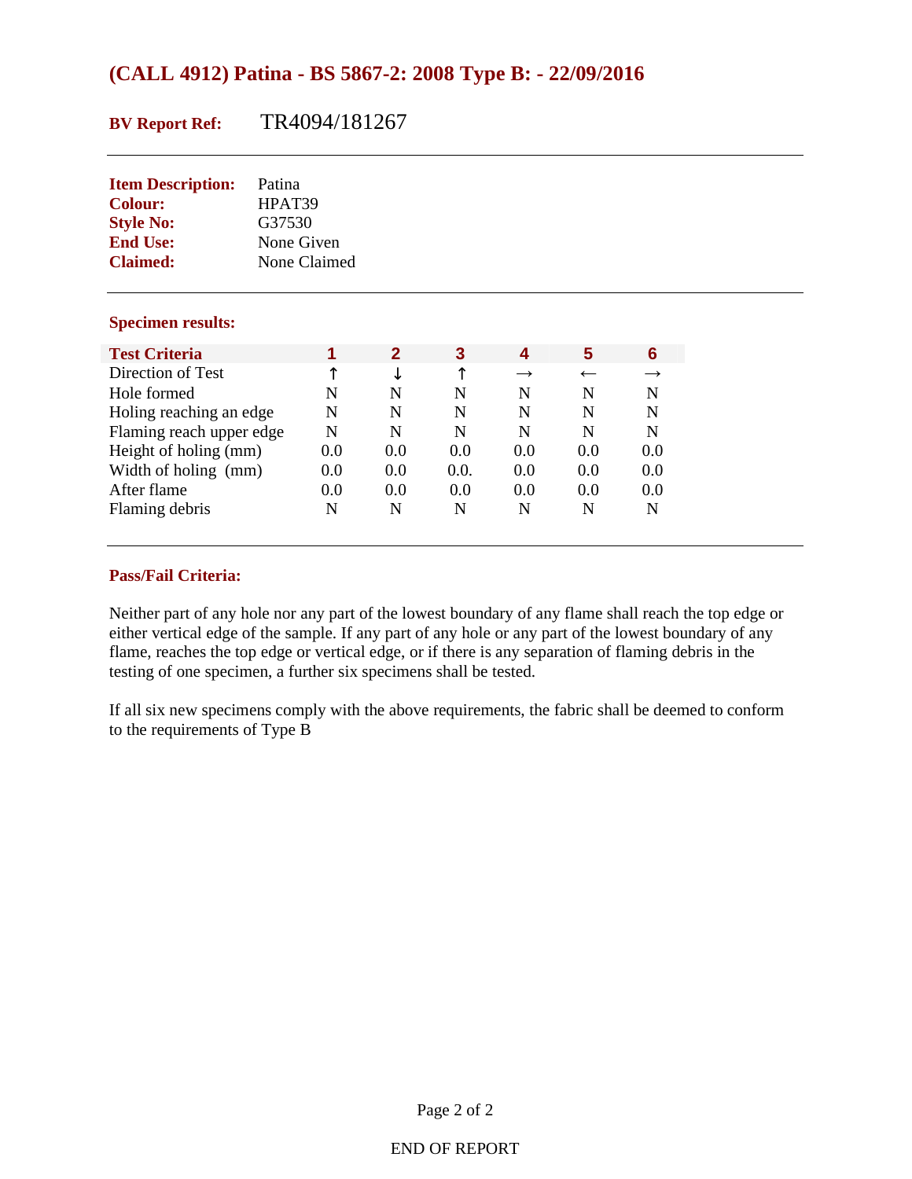# (CALL 4912) Patina - BS 5867-2: 2008 Type B: - 22/09/2016

**BV Report Ref:** TR4094/181267

---

| | |
|---|---|
| **Item Description:** | Patina |
| **Colour:** | HPAT39 |
| **Style No:** | G37530 |
| **End Use:** | None Given |
| **Claimed:** | None Claimed |

---

**Specimen results:**

| Test Criteria | 1 | 2 | 3 | 4 | 5 | 6 |
|---|---|---|---|---|---|---|
| Direction of Test | ↑ | ↓ | ↑ | → | ← | → |
| Hole formed | N | N | N | N | N | N |
| Holing reaching an edge | N | N | N | N | N | N |
| Flaming reach upper edge | N | N | N | N | N | N |
| Height of holing (mm) | 0.0 | 0.0 | 0.0 | 0.0 | 0.0 | 0.0 |
| Width of holing (mm) | 0.0 | 0.0 | 0.0. | 0.0 | 0.0 | 0.0 |
| After flame | 0.0 | 0.0 | 0.0 | 0.0 | 0.0 | 0.0 |
| Flaming debris | N | N | N | N | N | N |

---

**Pass/Fail Criteria:**

Neither part of any hole nor any part of the lowest boundary of any flame shall reach the top edge or either vertical edge of the sample. If any part of any hole or any part of the lowest boundary of any flame, reaches the top edge or vertical edge, or if there is any separation of flaming debris in the testing of one specimen, a further six specimens shall be tested.

If all six new specimens comply with the above requirements, the fabric shall be deemed to conform to the requirements of Type B

END OF REPORT